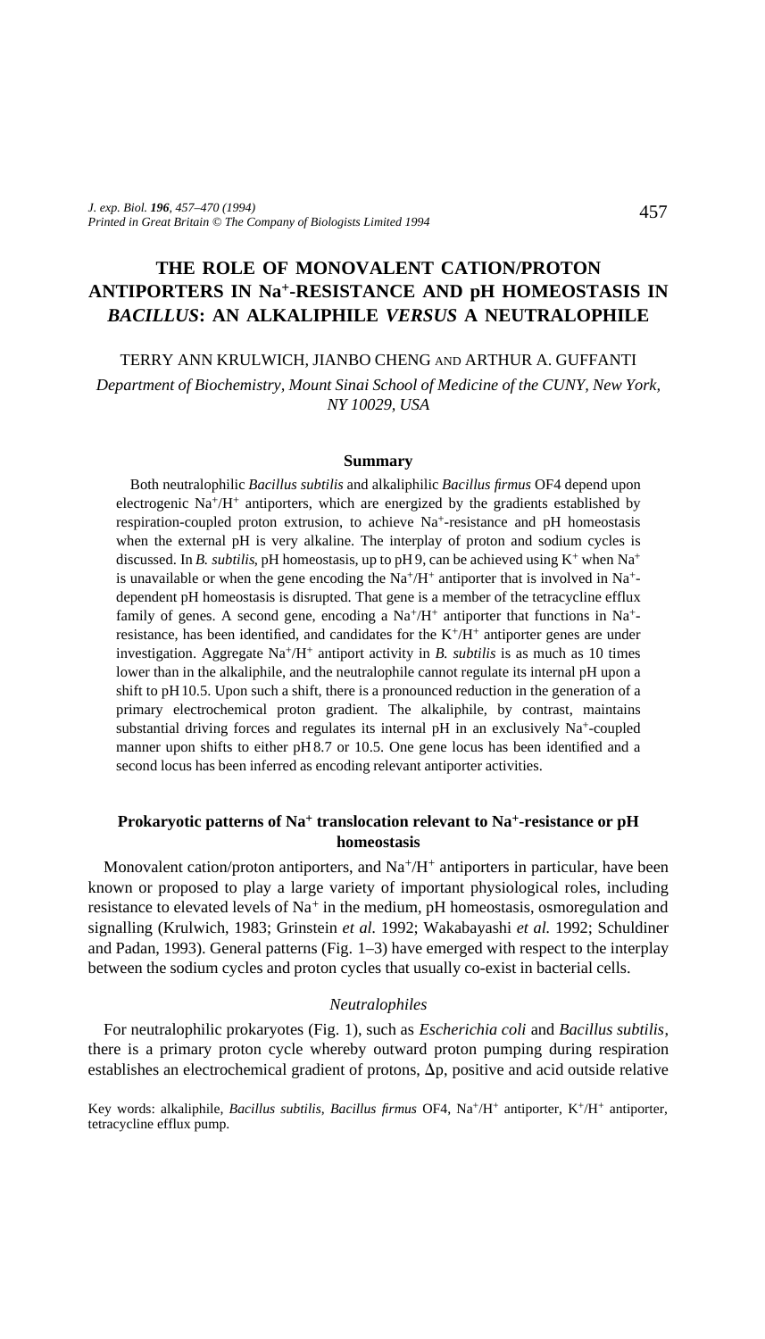# THE ROLE OF MONOVALENT CATION/PROTON ANTIPORTERS IN $Na^+$-RESISTANCE AND pH HOMEOSTASIS IN *BACILLUS*: AN ALKALIPHILE *VERSUS* A NEUTRALOPHILE

TERRY ANN KRULWICH, JIANBO CHENG AND ARTHUR A. GUFFANTI

*Department of Biochemistry, Mount Sinai School of Medicine of the CUNY, New York, NY 10029, USA*

## Summary

Both neutralophilic *Bacillus subtilis* and alkaliphilic *Bacillus firmus* OF4 depend upon electrogenic $Na^+/H^+$ antiporters, which are energized by the gradients established by respiration-coupled proton extrusion, to achieve $Na^+$-resistance and pH homeostasis when the external pH is very alkaline. The interplay of proton and sodium cycles is discussed. In *B. subtilis*, pH homeostasis, up to pH 9, can be achieved using $K^+$ when $Na^+$ is unavailable or when the gene encoding the $Na^+/H^+$ antiporter that is involved in $Na^+$-dependent pH homeostasis is disrupted. That gene is a member of the tetracycline efflux family of genes. A second gene, encoding a $Na^+/H^+$ antiporter that functions in $Na^+$-resistance, has been identified, and candidates for the $K^+/H^+$ antiporter genes are under investigation. Aggregate $Na^+/H^+$ antiport activity in *B. subtilis* is as much as 10 times lower than in the alkaliphile, and the neutralophile cannot regulate its internal pH upon a shift to pH 10.5. Upon such a shift, there is a pronounced reduction in the generation of a primary electrochemical proton gradient. The alkaliphile, by contrast, maintains substantial driving forces and regulates its internal pH in an exclusively $Na^+$-coupled manner upon shifts to either pH 8.7 or 10.5. One gene locus has been identified and a second locus has been inferred as encoding relevant antiporter activities.

## Prokaryotic patterns of $Na^+$ translocation relevant to $Na^+$-resistance or pH homeostasis

Monovalent cation/proton antiporters, and $Na^+/H^+$ antiporters in particular, have been known or proposed to play a large variety of important physiological roles, including resistance to elevated levels of $Na^+$ in the medium, pH homeostasis, osmoregulation and signalling (Krulwich, 1983; Grinstein *et al.* 1992; Wakabayashi *et al.* 1992; Schuldiner and Padan, 1993). General patterns (Fig. 1–3) have emerged with respect to the interplay between the sodium cycles and proton cycles that usually co-exist in bacterial cells.

### *Neutralophiles*

For neutralophilic prokaryotes (Fig. 1), such as *Escherichia coli* and *Bacillus subtilis*, there is a primary proton cycle whereby outward proton pumping during respiration establishes an electrochemical gradient of protons, $\Delta p$, positive and acid outside relative

Key words: alkaliphile, *Bacillus subtilis*, *Bacillus firmus* OF4, $Na^+/H^+$ antiporter, $K^+/H^+$ antiporter, tetracycline efflux pump.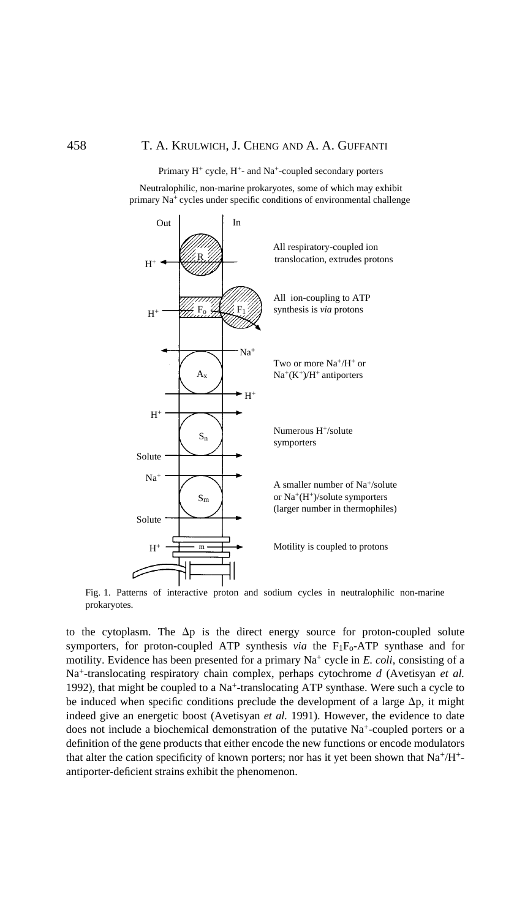Primary $H^+$ cycle, $H^+$- and $Na^+$-coupled secondary porters

Neutralophilic, non-marine prokaryotes, some of which may exhibit primary $Na^+$ cycles under specific conditions of environmental challenge

Out | In

All respiratory-coupled ion translocation, extrudes protons

All ion-coupling to ATP synthesis is *via* protons

Two or more $Na^+/H^+$ or $Na^+(K^+)/H^+$ antiporters

Numerous $H^+$/solute symporters

A smaller number of $Na^+$/solute or $Na^+(H^+)$/solute symporters (larger number in thermophiles)

Motility is coupled to protons

Fig. 1. Patterns of interactive proton and sodium cycles in neutralophilic non-marine prokaryotes.

to the cytoplasm. The $\Delta p$ is the direct energy source for proton-coupled solute symporters, for proton-coupled ATP synthesis *via* the $F_1F_o$-ATP synthase and for motility. Evidence has been presented for a primary $Na^+$ cycle in *E. coli*, consisting of a $Na^+$-translocating respiratory chain complex, perhaps cytochrome *d* (Avetisyan *et al.* 1992), that might be coupled to a $Na^+$-translocating ATP synthase. Were such a cycle to be induced when specific conditions preclude the development of a large $\Delta p$, it might indeed give an energetic boost (Avetisyan *et al.* 1991). However, the evidence to date does not include a biochemical demonstration of the putative $Na^+$-coupled porters or a definition of the gene products that either encode the new functions or encode modulators that alter the cation specificity of known porters; nor has it yet been shown that $Na^+/H^+$-antiporter-deficient strains exhibit the phenomenon.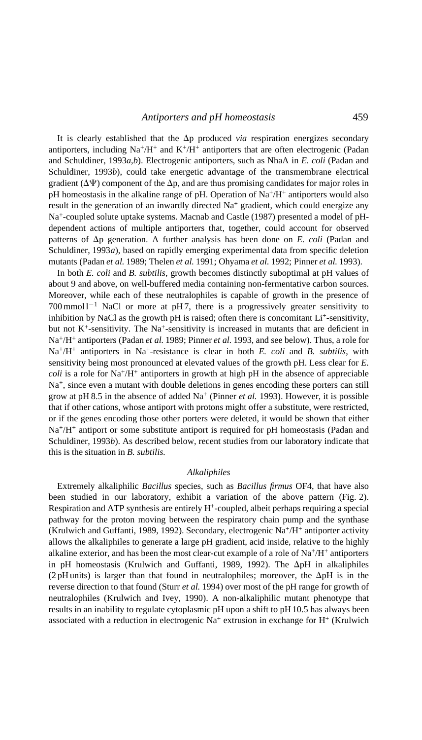It is clearly established that the $\Delta p$ produced *via* respiration energizes secondary antiporters, including $Na^+/H^+$ and $K^+/H^+$ antiporters that are often electrogenic (Padan and Schuldiner, 1993*a,b*). Electrogenic antiporters, such as NhaA in *E. coli* (Padan and Schuldiner, 1993*b*), could take energetic advantage of the transmembrane electrical gradient ($\Delta\Psi$) component of the $\Delta p$, and are thus promising candidates for major roles in pH homeostasis in the alkaline range of pH. Operation of $Na^+/H^+$ antiporters would also result in the generation of an inwardly directed $Na^+$ gradient, which could energize any $Na^+$-coupled solute uptake systems. Macnab and Castle (1987) presented a model of pH-dependent actions of multiple antiporters that, together, could account for observed patterns of $\Delta p$ generation. A further analysis has been done on *E. coli* (Padan and Schuldiner, 1993*a*), based on rapidly emerging experimental data from specific deletion mutants (Padan *et al.* 1989; Thelen *et al.* 1991; Ohyama *et al.* 1992; Pinner *et al.* 1993).

In both *E. coli* and *B. subtilis*, growth becomes distinctly suboptimal at pH values of about 9 and above, on well-buffered media containing non-fermentative carbon sources. Moreover, while each of these neutralophiles is capable of growth in the presence of 700 $mmol\,l^{-1}$ NaCl or more at pH 7, there is a progressively greater sensitivity to inhibition by NaCl as the growth pH is raised; often there is concomitant $Li^+$-sensitivity, but not $K^+$-sensitivity. The $Na^+$-sensitivity is increased in mutants that are deficient in $Na^+/H^+$ antiporters (Padan *et al.* 1989; Pinner *et al.* 1993, and see below). Thus, a role for $Na^+/H^+$ antiporters in $Na^+$-resistance is clear in both *E. coli* and *B. subtilis*, with sensitivity being most pronounced at elevated values of the growth pH. Less clear for *E. coli* is a role for $Na^+/H^+$ antiporters in growth at high pH in the absence of appreciable $Na^+$, since even a mutant with double deletions in genes encoding these porters can still grow at pH 8.5 in the absence of added $Na^+$ (Pinner *et al.* 1993). However, it is possible that if other cations, whose antiport with protons might offer a substitute, were restricted, or if the genes encoding those other porters were deleted, it would be shown that either $Na^+/H^+$ antiport or some substitute antiport is required for pH homeostasis (Padan and Schuldiner, 1993*b*). As described below, recent studies from our laboratory indicate that this is the situation in *B. subtilis.*

### *Alkaliphiles*

Extremely alkaliphilic *Bacillus* species, such as *Bacillus firmus* OF4, that have also been studied in our laboratory, exhibit a variation of the above pattern (Fig. 2). Respiration and ATP synthesis are entirely $H^+$-coupled, albeit perhaps requiring a special pathway for the proton moving between the respiratory chain pump and the synthase (Krulwich and Guffanti, 1989, 1992). Secondary, electrogenic $Na^+/H^+$ antiporter activity allows the alkaliphiles to generate a large pH gradient, acid inside, relative to the highly alkaline exterior, and has been the most clear-cut example of a role of $Na^+/H^+$ antiporters in pH homeostasis (Krulwich and Guffanti, 1989, 1992). The $\Delta pH$ in alkaliphiles (2 pH units) is larger than that found in neutralophiles; moreover, the $\Delta pH$ is in the reverse direction to that found (Sturr *et al.* 1994) over most of the pH range for growth of neutralophiles (Krulwich and Ivey, 1990). A non-alkaliphilic mutant phenotype that results in an inability to regulate cytoplasmic pH upon a shift to pH 10.5 has always been associated with a reduction in electrogenic $Na^+$ extrusion in exchange for $H^+$ (Krulwich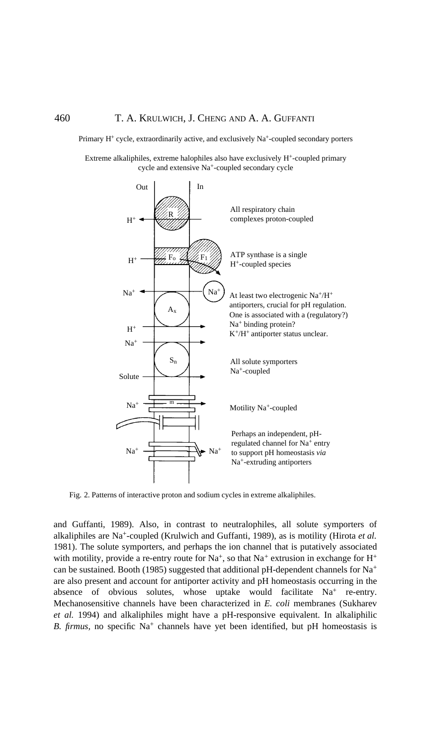Primary $H^+$ cycle, extraordinarily active, and exclusively $Na^+$-coupled secondary porters

Extreme alkaliphiles, extreme halophiles also have exclusively $H^+$-coupled primary cycle and extensive $Na^+$-coupled secondary cycle

Out | In

All respiratory chain complexes proton-coupled

ATP synthase is a single $H^+$-coupled species

At least two electrogenic $Na^+/H^+$ antiporters, crucial for pH regulation. One is associated with a (regulatory?) $Na^+$ binding protein? $K^+/H^+$ antiporter status unclear.

All solute symporters $Na^+$-coupled

Motility $Na^+$-coupled

Perhaps an independent, pH-regulated channel for $Na^+$ entry to support pH homeostasis *via* $Na^+$-extruding antiporters

Fig. 2. Patterns of interactive proton and sodium cycles in extreme alkaliphiles.

and Guffanti, 1989). Also, in contrast to neutralophiles, all solute symporters of alkaliphiles are $Na^+$-coupled (Krulwich and Guffanti, 1989), as is motility (Hirota *et al.* 1981). The solute symporters, and perhaps the ion channel that is putatively associated with motility, provide a re-entry route for $Na^+$, so that $Na^+$ extrusion in exchange for $H^+$ can be sustained. Booth (1985) suggested that additional pH-dependent channels for $Na^+$ are also present and account for antiporter activity and pH homeostasis occurring in the absence of obvious solutes, whose uptake would facilitate $Na^+$ re-entry. Mechanosensitive channels have been characterized in *E. coli* membranes (Sukharev *et al.* 1994) and alkaliphiles might have a pH-responsive equivalent. In alkaliphilic *B. firmus*, no specific $Na^+$ channels have yet been identified, but pH homeostasis is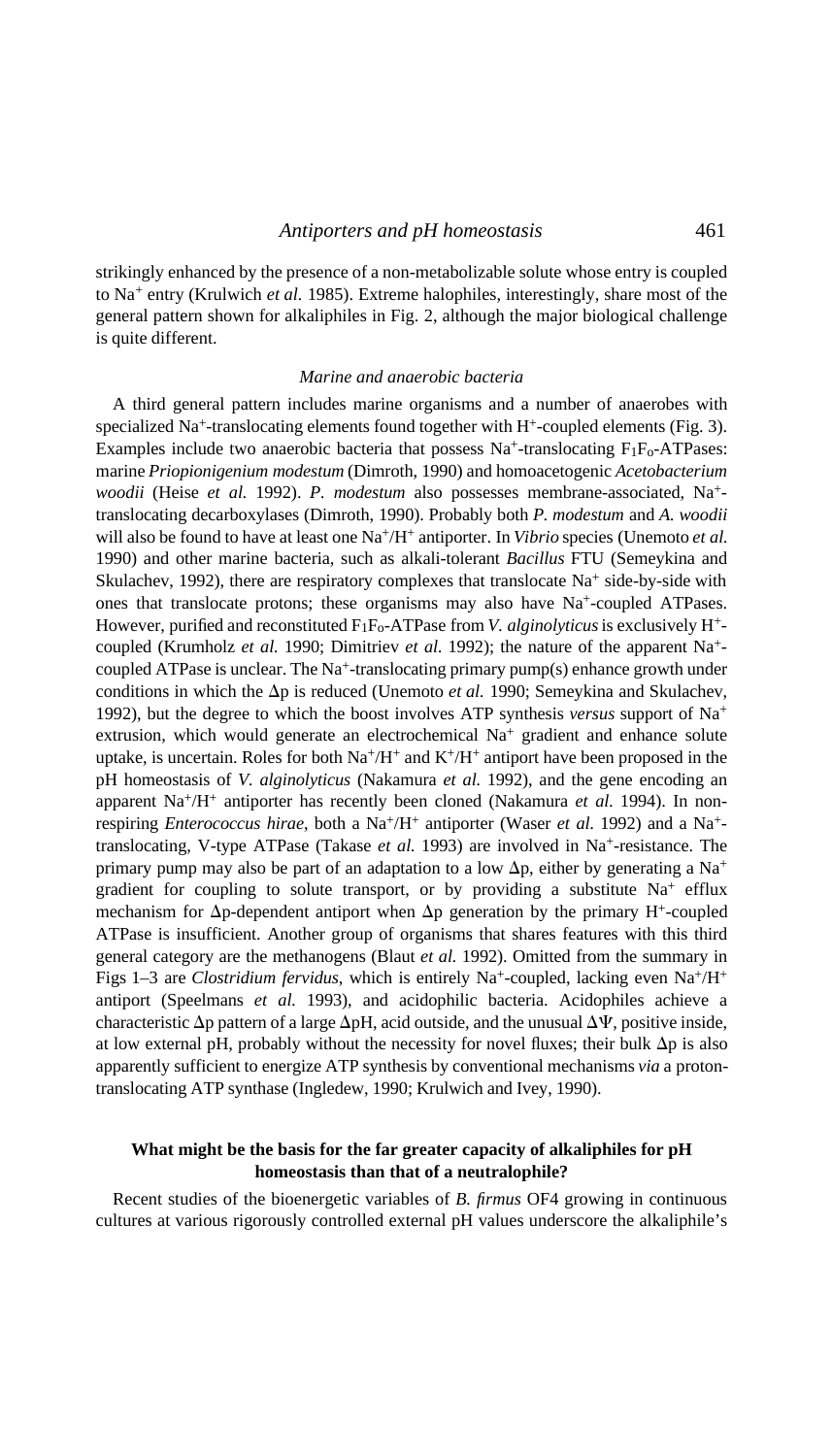strikingly enhanced by the presence of a non-metabolizable solute whose entry is coupled to $Na^+$ entry (Krulwich *et al.* 1985). Extreme halophiles, interestingly, share most of the general pattern shown for alkaliphiles in Fig. 2, although the major biological challenge is quite different.

### *Marine and anaerobic bacteria*

A third general pattern includes marine organisms and a number of anaerobes with specialized $Na^+$-translocating elements found together with $H^+$-coupled elements (Fig. 3). Examples include two anaerobic bacteria that possess $Na^+$-translocating $F_1F_o$-ATPases: marine *Priopionigenium modestum* (Dimroth, 1990) and homoacetogenic *Acetobacterium woodii* (Heise *et al.* 1992). *P. modestum* also possesses membrane-associated, $Na^+$-translocating decarboxylases (Dimroth, 1990). Probably both *P. modestum* and *A. woodii* will also be found to have at least one $Na^+/H^+$ antiporter. In *Vibrio* species (Unemoto *et al.* 1990) and other marine bacteria, such as alkali-tolerant *Bacillus* FTU (Semeykina and Skulachev, 1992), there are respiratory complexes that translocate $Na^+$ side-by-side with ones that translocate protons; these organisms may also have $Na^+$-coupled ATPases. However, purified and reconstituted $F_1F_o$-ATPase from *V. alginolyticus* is exclusively $H^+$-coupled (Krumholz *et al.* 1990; Dimitriev *et al.* 1992); the nature of the apparent $Na^+$-coupled ATPase is unclear. The $Na^+$-translocating primary pump(s) enhance growth under conditions in which the $\Delta p$ is reduced (Unemoto *et al.* 1990; Semeykina and Skulachev, 1992), but the degree to which the boost involves ATP synthesis *versus* support of $Na^+$ extrusion, which would generate an electrochemical $Na^+$ gradient and enhance solute uptake, is uncertain. Roles for both $Na^+/H^+$ and $K^+/H^+$ antiport have been proposed in the pH homeostasis of *V. alginolyticus* (Nakamura *et al.* 1992), and the gene encoding an apparent $Na^+/H^+$ antiporter has recently been cloned (Nakamura *et al.* 1994). In non-respiring *Enterococcus hirae*, both a $Na^+/H^+$ antiporter (Waser *et al.* 1992) and a $Na^+$-translocating, V-type ATPase (Takase *et al.* 1993) are involved in $Na^+$-resistance. The primary pump may also be part of an adaptation to a low $\Delta p$, either by generating a $Na^+$ gradient for coupling to solute transport, or by providing a substitute $Na^+$ efflux mechanism for $\Delta p$-dependent antiport when $\Delta p$ generation by the primary $H^+$-coupled ATPase is insufficient. Another group of organisms that shares features with this third general category are the methanogens (Blaut *et al.* 1992). Omitted from the summary in Figs 1–3 are *Clostridium fervidus*, which is entirely $Na^+$-coupled, lacking even $Na^+/H^+$ antiport (Speelmans *et al.* 1993), and acidophilic bacteria. Acidophiles achieve a characteristic $\Delta p$ pattern of a large $\Delta pH$, acid outside, and the unusual $\Delta\Psi$, positive inside, at low external pH, probably without the necessity for novel fluxes; their bulk $\Delta p$ is also apparently sufficient to energize ATP synthesis by conventional mechanisms *via* a proton-translocating ATP synthase (Ingledew, 1990; Krulwich and Ivey, 1990).

## What might be the basis for the far greater capacity of alkaliphiles for pH homeostasis than that of a neutralophile?

Recent studies of the bioenergetic variables of *B. firmus* OF4 growing in continuous cultures at various rigorously controlled external pH values underscore the alkaliphile's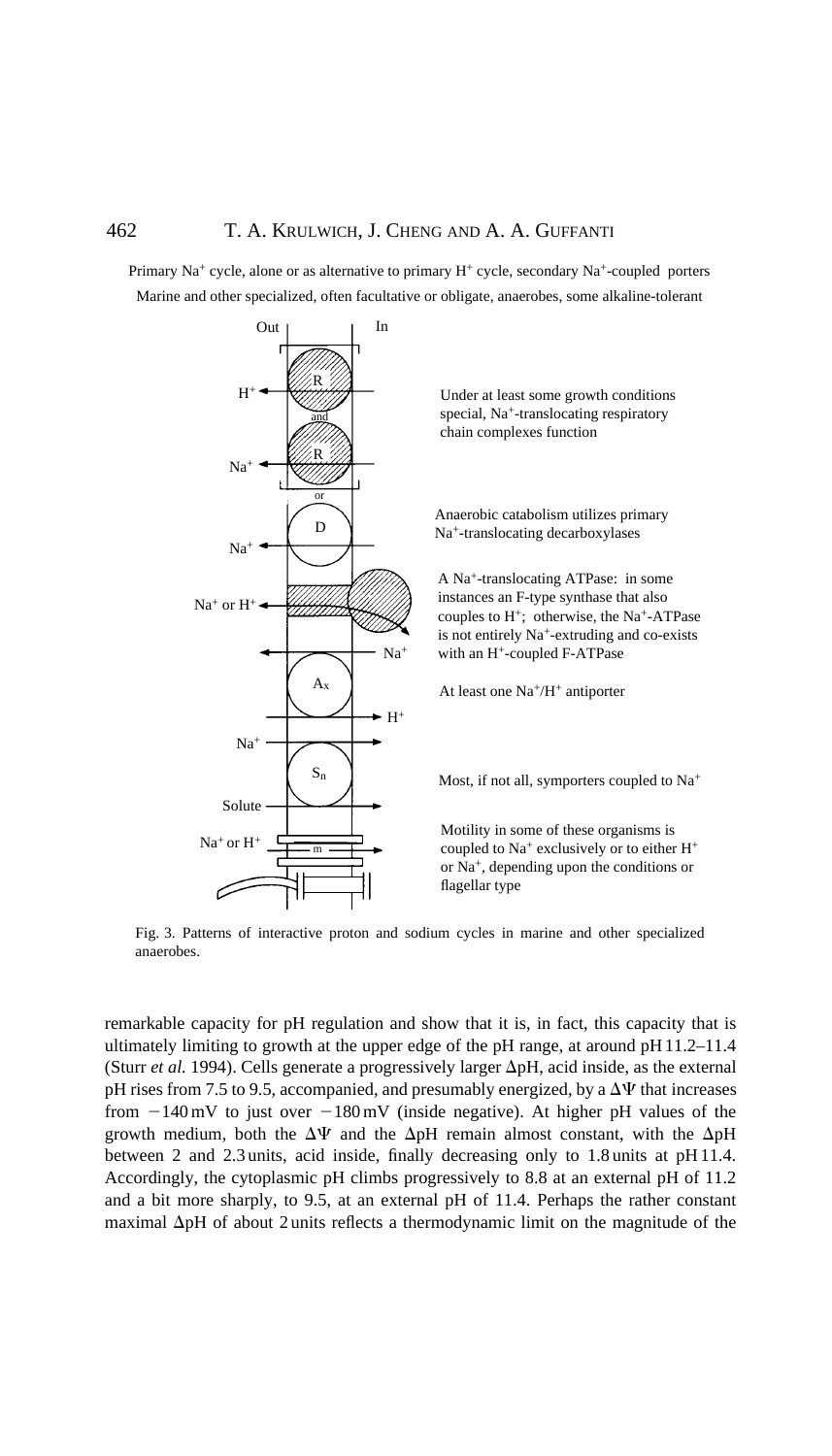Primary $Na^+$ cycle, alone or as alternative to primary $H^+$ cycle, secondary $Na^+$-coupled porters

Marine and other specialized, often facultative or obligate, anaerobes, some alkaline-tolerant

Out | In

Under at least some growth conditions special, $Na^+$-translocating respiratory chain complexes function

Anaerobic catabolism utilizes primary $Na^+$-translocating decarboxylases

A $Na^+$-translocating ATPase: in some instances an F-type synthase that also couples to $H^+$; otherwise, the $Na^+$-ATPase is not entirely $Na^+$-extruding and co-exists with an $H^+$-coupled F-ATPase

At least one $Na^+/H^+$ antiporter

Most, if not all, symporters coupled to $Na^+$

Motility in some of these organisms is coupled to $Na^+$ exclusively or to either $H^+$ or $Na^+$, depending upon the conditions or flagellar type

Fig. 3. Patterns of interactive proton and sodium cycles in marine and other specialized anaerobes.

remarkable capacity for pH regulation and show that it is, in fact, this capacity that is ultimately limiting to growth at the upper edge of the pH range, at around pH 11.2–11.4 (Sturr *et al.* 1994). Cells generate a progressively larger $\Delta$pH, acid inside, as the external pH rises from 7.5 to 9.5, accompanied, and presumably energized, by a $\Delta\Psi$ that increases from $-140$ mV to just over $-180$ mV (inside negative). At higher pH values of the growth medium, both the $\Delta\Psi$ and the $\Delta$pH remain almost constant, with the $\Delta$pH between 2 and 2.3 units, acid inside, finally decreasing only to 1.8 units at pH 11.4. Accordingly, the cytoplasmic pH climbs progressively to 8.8 at an external pH of 11.2 and a bit more sharply, to 9.5, at an external pH of 11.4. Perhaps the rather constant maximal $\Delta$pH of about 2 units reflects a thermodynamic limit on the magnitude of the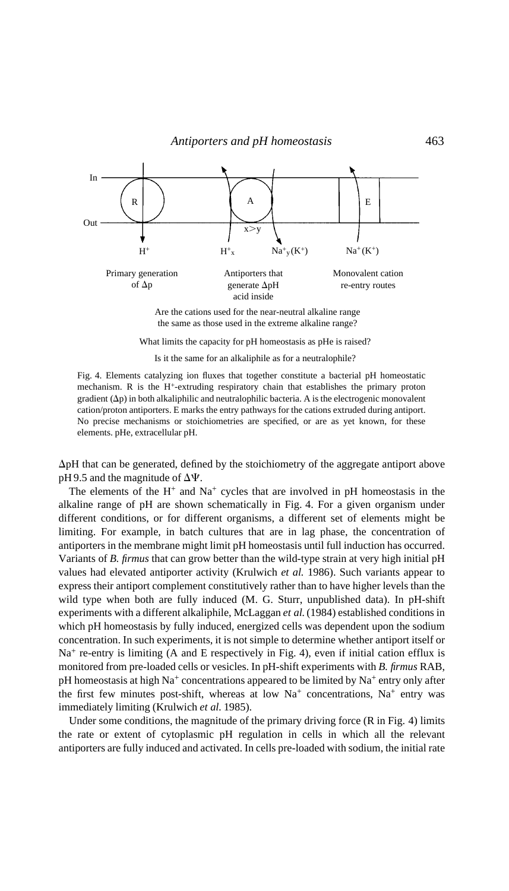In

Out

R

A

E

x>y

$H^+$

$H^+_x$

$Na^+_y(K^+)$

$Na^+(K^+)$

Primary generation of Δp

Antiporters that generate ΔpH acid inside

Monovalent cation re-entry routes

Are the cations used for the near-neutral alkaline range the same as those used in the extreme alkaline range?

What limits the capacity for pH homeostasis as pHe is raised?

Is it the same for an alkaliphile as for a neutralophile?

Fig. 4. Elements catalyzing ion fluxes that together constitute a bacterial pH homeostatic mechanism. R is the $H^+$-extruding respiratory chain that establishes the primary proton gradient (Δp) in both alkaliphilic and neutralophilic bacteria. A is the electrogenic monovalent cation/proton antiporters. E marks the entry pathways for the cations extruded during antiport. No precise mechanisms or stoichiometries are specified, or are as yet known, for these elements. pHe, extracellular pH.

ΔpH that can be generated, defined by the stoichiometry of the aggregate antiport above pH 9.5 and the magnitude of ΔΨ.

The elements of the $H^+$ and $Na^+$ cycles that are involved in pH homeostasis in the alkaline range of pH are shown schematically in Fig. 4. For a given organism under different conditions, or for different organisms, a different set of elements might be limiting. For example, in batch cultures that are in lag phase, the concentration of antiporters in the membrane might limit pH homeostasis until full induction has occurred. Variants of *B. firmus* that can grow better than the wild-type strain at very high initial pH values had elevated antiporter activity (Krulwich *et al.* 1986). Such variants appear to express their antiport complement constitutively rather than to have higher levels than the wild type when both are fully induced (M. G. Sturr, unpublished data). In pH-shift experiments with a different alkaliphile, McLaggan *et al.* (1984) established conditions in which pH homeostasis by fully induced, energized cells was dependent upon the sodium concentration. In such experiments, it is not simple to determine whether antiport itself or $Na^+$ re-entry is limiting (A and E respectively in Fig. 4), even if initial cation efflux is monitored from pre-loaded cells or vesicles. In pH-shift experiments with *B. firmus* RAB, pH homeostasis at high $Na^+$ concentrations appeared to be limited by $Na^+$ entry only after the first few minutes post-shift, whereas at low $Na^+$ concentrations, $Na^+$ entry was immediately limiting (Krulwich *et al.* 1985).

Under some conditions, the magnitude of the primary driving force (R in Fig. 4) limits the rate or extent of cytoplasmic pH regulation in cells in which all the relevant antiporters are fully induced and activated. In cells pre-loaded with sodium, the initial rate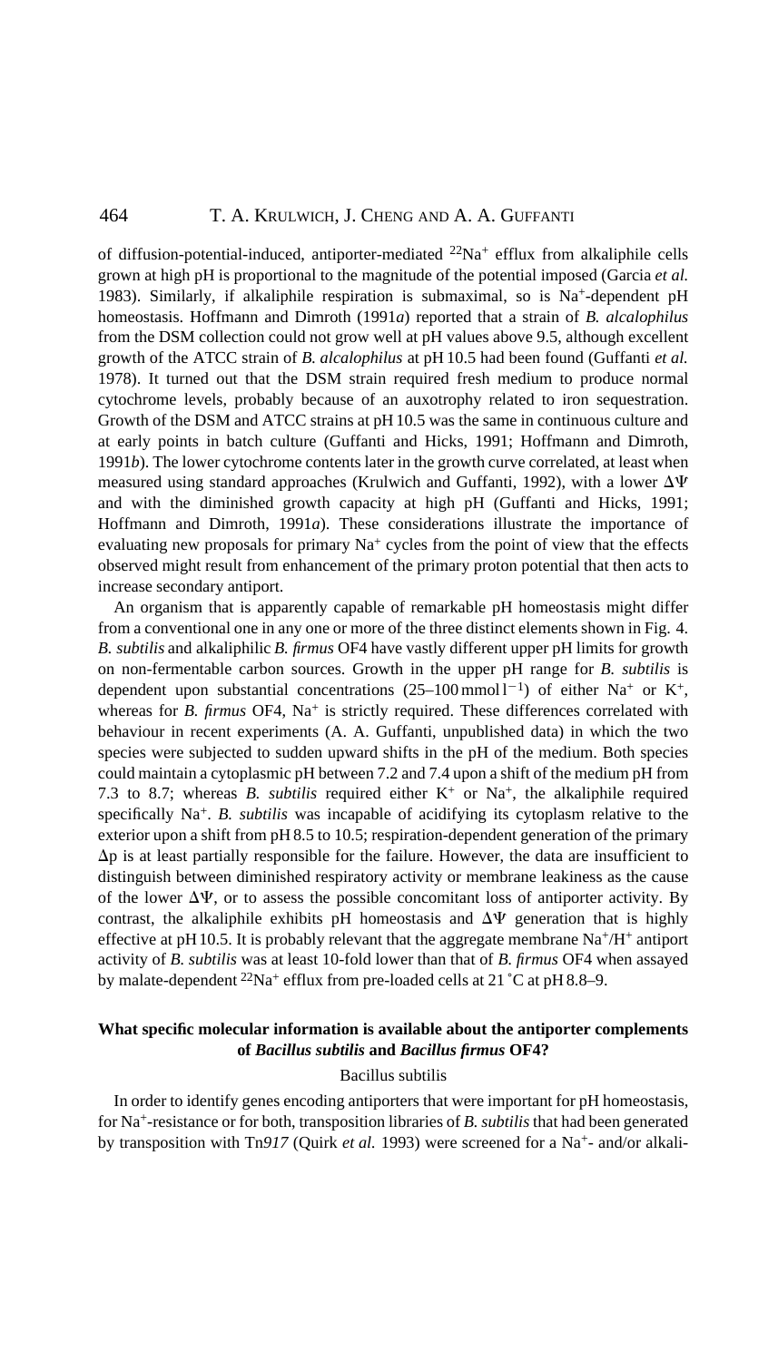of diffusion-potential-induced, antiporter-mediated $^{22}Na^+$ efflux from alkaliphile cells grown at high pH is proportional to the magnitude of the potential imposed (Garcia *et al.* 1983). Similarly, if alkaliphile respiration is submaximal, so is $Na^+$-dependent pH homeostasis. Hoffmann and Dimroth (1991*a*) reported that a strain of *B. alcalophilus* from the DSM collection could not grow well at pH values above 9.5, although excellent growth of the ATCC strain of *B. alcalophilus* at pH 10.5 had been found (Guffanti *et al.* 1978). It turned out that the DSM strain required fresh medium to produce normal cytochrome levels, probably because of an auxotrophy related to iron sequestration. Growth of the DSM and ATCC strains at pH 10.5 was the same in continuous culture and at early points in batch culture (Guffanti and Hicks, 1991; Hoffmann and Dimroth, 1991*b*). The lower cytochrome contents later in the growth curve correlated, at least when measured using standard approaches (Krulwich and Guffanti, 1992), with a lower $\Delta\Psi$ and with the diminished growth capacity at high pH (Guffanti and Hicks, 1991; Hoffmann and Dimroth, 1991*a*). These considerations illustrate the importance of evaluating new proposals for primary $Na^+$ cycles from the point of view that the effects observed might result from enhancement of the primary proton potential that then acts to increase secondary antiport.

An organism that is apparently capable of remarkable pH homeostasis might differ from a conventional one in any one or more of the three distinct elements shown in Fig. 4. *B. subtilis* and alkaliphilic *B. firmus* OF4 have vastly different upper pH limits for growth on non-fermentable carbon sources. Growth in the upper pH range for *B. subtilis* is dependent upon substantial concentrations (25–100 mmol $l^{-1}$) of either $Na^+$ or $K^+$, whereas for *B. firmus* OF4, $Na^+$ is strictly required. These differences correlated with behaviour in recent experiments (A. A. Guffanti, unpublished data) in which the two species were subjected to sudden upward shifts in the pH of the medium. Both species could maintain a cytoplasmic pH between 7.2 and 7.4 upon a shift of the medium pH from 7.3 to 8.7; whereas *B. subtilis* required either $K^+$ or $Na^+$, the alkaliphile required specifically $Na^+$. *B. subtilis* was incapable of acidifying its cytoplasm relative to the exterior upon a shift from pH 8.5 to 10.5; respiration-dependent generation of the primary $\Delta p$ is at least partially responsible for the failure. However, the data are insufficient to distinguish between diminished respiratory activity or membrane leakiness as the cause of the lower $\Delta\Psi$, or to assess the possible concomitant loss of antiporter activity. By contrast, the alkaliphile exhibits pH homeostasis and $\Delta\Psi$ generation that is highly effective at pH 10.5. It is probably relevant that the aggregate membrane $Na^+/H^+$ antiport activity of *B. subtilis* was at least 10-fold lower than that of *B. firmus* OF4 when assayed by malate-dependent $^{22}Na^+$ efflux from pre-loaded cells at 21 °C at pH 8.8–9.

## What specific molecular information is available about the antiporter complements of *Bacillus subtilis* and *Bacillus firmus* OF4?

### Bacillus subtilis

In order to identify genes encoding antiporters that were important for pH homeostasis, for $Na^+$-resistance or for both, transposition libraries of *B. subtilis* that had been generated by transposition with Tn*917* (Quirk *et al.* 1993) were screened for a $Na^+$- and/or alkali-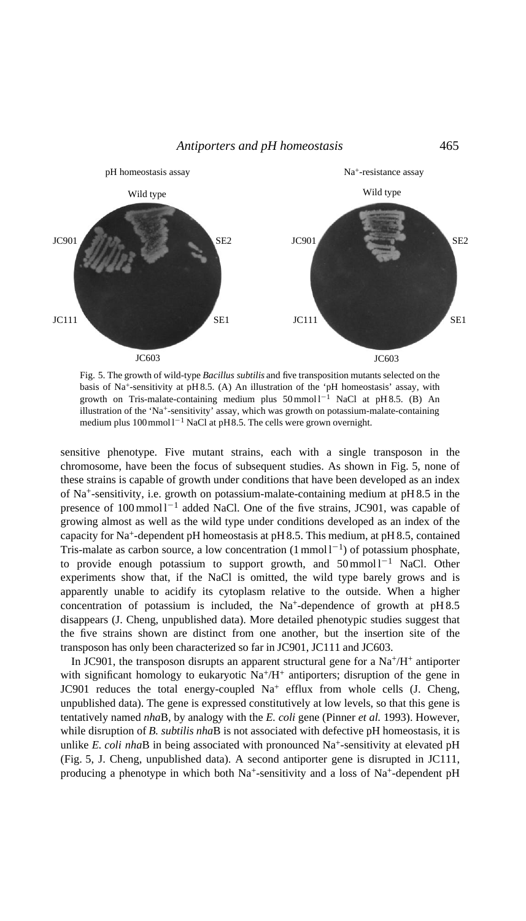pH homeostasis assay

Na+-resistance assay

Fig. 5. The growth of wild-type *Bacillus subtilis* and five transposition mutants selected on the basis of $Na^+$-sensitivity at pH 8.5. (A) An illustration of the 'pH homeostasis' assay, with growth on Tris-malate-containing medium plus $50\,mmol\,l^{-1}$ NaCl at pH 8.5. (B) An illustration of the '$Na^+$-sensitivity' assay, which was growth on potassium-malate-containing medium plus $100\,mmol\,l^{-1}$ NaCl at pH 8.5. The cells were grown overnight.

sensitive phenotype. Five mutant strains, each with a single transposon in the chromosome, have been the focus of subsequent studies. As shown in Fig. 5, none of these strains is capable of growth under conditions that have been developed as an index of $Na^+$-sensitivity, i.e. growth on potassium-malate-containing medium at pH 8.5 in the presence of $100\,mmol\,l^{-1}$ added NaCl. One of the five strains, JC901, was capable of growing almost as well as the wild type under conditions developed as an index of the capacity for $Na^+$-dependent pH homeostasis at pH 8.5. This medium, at pH 8.5, contained Tris-malate as carbon source, a low concentration ($1\,mmol\,l^{-1}$) of potassium phosphate, to provide enough potassium to support growth, and $50\,mmol\,l^{-1}$ NaCl. Other experiments show that, if the NaCl is omitted, the wild type barely grows and is apparently unable to acidify its cytoplasm relative to the outside. When a higher concentration of potassium is included, the $Na^+$-dependence of growth at pH 8.5 disappears (J. Cheng, unpublished data). More detailed phenotypic studies suggest that the five strains shown are distinct from one another, but the insertion site of the transposon has only been characterized so far in JC901, JC111 and JC603.

In JC901, the transposon disrupts an apparent structural gene for a $Na^+/H^+$ antiporter with significant homology to eukaryotic $Na^+/H^+$ antiporters; disruption of the gene in JC901 reduces the total energy-coupled $Na^+$ efflux from whole cells (J. Cheng, unpublished data). The gene is expressed constitutively at low levels, so that this gene is tentatively named *nha*B, by analogy with the *E. coli* gene (Pinner *et al.* 1993). However, while disruption of *B. subtilis nha*B is not associated with defective pH homeostasis, it is unlike *E. coli nha*B in being associated with pronounced $Na^+$-sensitivity at elevated pH (Fig. 5, J. Cheng, unpublished data). A second antiporter gene is disrupted in JC111, producing a phenotype in which both $Na^+$-sensitivity and a loss of $Na^+$-dependent pH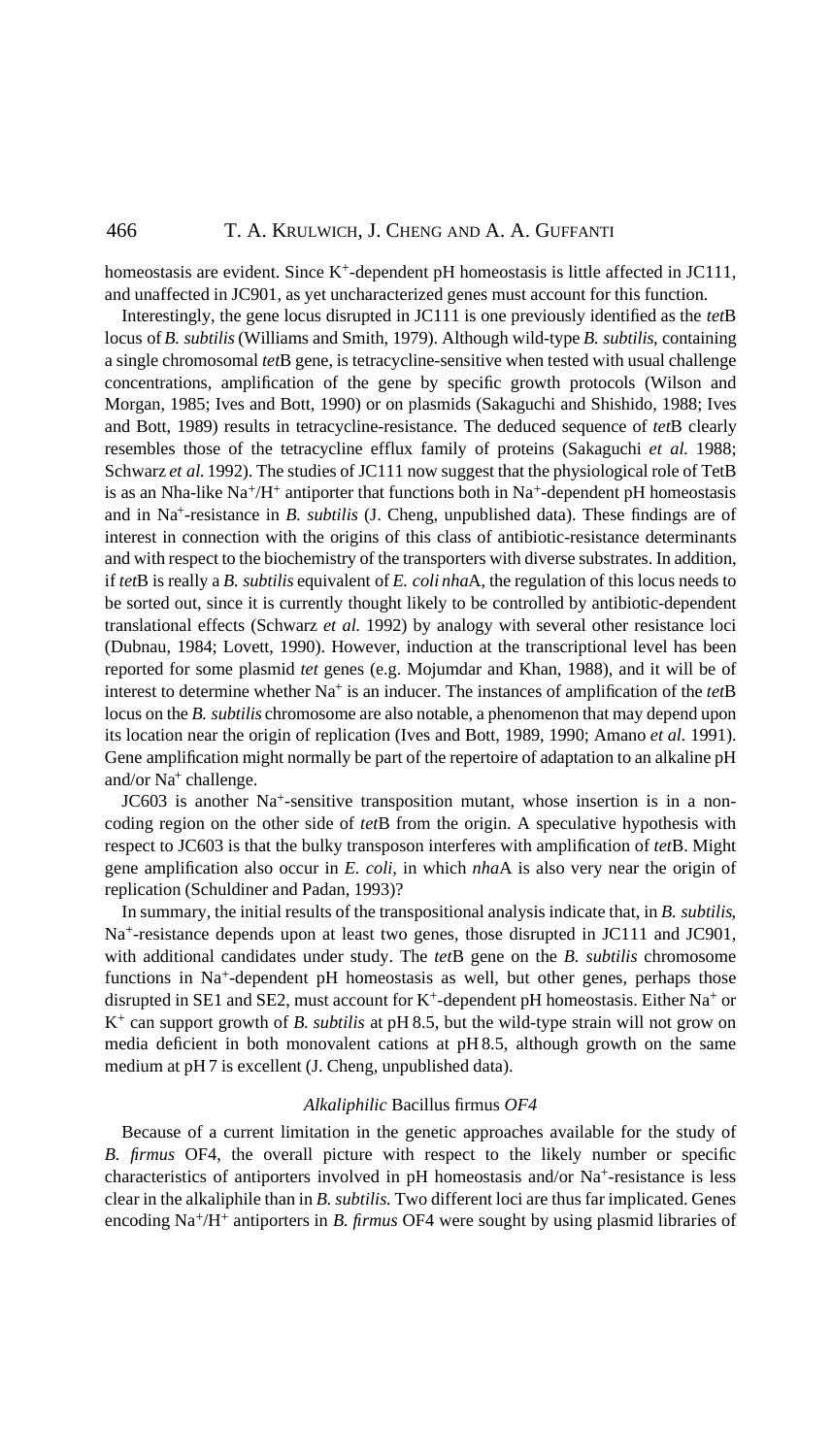homeostasis are evident. Since $K^+$-dependent pH homeostasis is little affected in JC111, and unaffected in JC901, as yet uncharacterized genes must account for this function.

Interestingly, the gene locus disrupted in JC111 is one previously identified as the *tet*B locus of *B. subtilis* (Williams and Smith, 1979). Although wild-type *B. subtilis*, containing a single chromosomal *tet*B gene, is tetracycline-sensitive when tested with usual challenge concentrations, amplification of the gene by specific growth protocols (Wilson and Morgan, 1985; Ives and Bott, 1990) or on plasmids (Sakaguchi and Shishido, 1988; Ives and Bott, 1989) results in tetracycline-resistance. The deduced sequence of *tet*B clearly resembles those of the tetracycline efflux family of proteins (Sakaguchi *et al.* 1988; Schwarz *et al.* 1992). The studies of JC111 now suggest that the physiological role of TetB is as an Nha-like $Na^+/H^+$ antiporter that functions both in $Na^+$-dependent pH homeostasis and in $Na^+$-resistance in *B. subtilis* (J. Cheng, unpublished data). These findings are of interest in connection with the origins of this class of antibiotic-resistance determinants and with respect to the biochemistry of the transporters with diverse substrates. In addition, if *tet*B is really a *B. subtilis* equivalent of *E. coli nha*A, the regulation of this locus needs to be sorted out, since it is currently thought likely to be controlled by antibiotic-dependent translational effects (Schwarz *et al.* 1992) by analogy with several other resistance loci (Dubnau, 1984; Lovett, 1990). However, induction at the transcriptional level has been reported for some plasmid *tet* genes (e.g. Mojumdar and Khan, 1988), and it will be of interest to determine whether $Na^+$ is an inducer. The instances of amplification of the *tet*B locus on the *B. subtilis* chromosome are also notable, a phenomenon that may depend upon its location near the origin of replication (Ives and Bott, 1989, 1990; Amano *et al.* 1991). Gene amplification might normally be part of the repertoire of adaptation to an alkaline pH and/or $Na^+$ challenge.

JC603 is another $Na^+$-sensitive transposition mutant, whose insertion is in a non-coding region on the other side of *tet*B from the origin. A speculative hypothesis with respect to JC603 is that the bulky transposon interferes with amplification of *tet*B. Might gene amplification also occur in *E. coli*, in which *nha*A is also very near the origin of replication (Schuldiner and Padan, 1993)?

In summary, the initial results of the transpositional analysis indicate that, in *B. subtilis*, $Na^+$-resistance depends upon at least two genes, those disrupted in JC111 and JC901, with additional candidates under study. The *tet*B gene on the *B. subtilis* chromosome functions in $Na^+$-dependent pH homeostasis as well, but other genes, perhaps those disrupted in SE1 and SE2, must account for $K^+$-dependent pH homeostasis. Either $Na^+$ or $K^+$ can support growth of *B. subtilis* at pH 8.5, but the wild-type strain will not grow on media deficient in both monovalent cations at pH 8.5, although growth on the same medium at pH 7 is excellent (J. Cheng, unpublished data).

### *Alkaliphilic* Bacillus firmus *OF4*

Because of a current limitation in the genetic approaches available for the study of *B. firmus* OF4, the overall picture with respect to the likely number or specific characteristics of antiporters involved in pH homeostasis and/or $Na^+$-resistance is less clear in the alkaliphile than in *B. subtilis.* Two different loci are thus far implicated. Genes encoding $Na^+/H^+$ antiporters in *B. firmus* OF4 were sought by using plasmid libraries of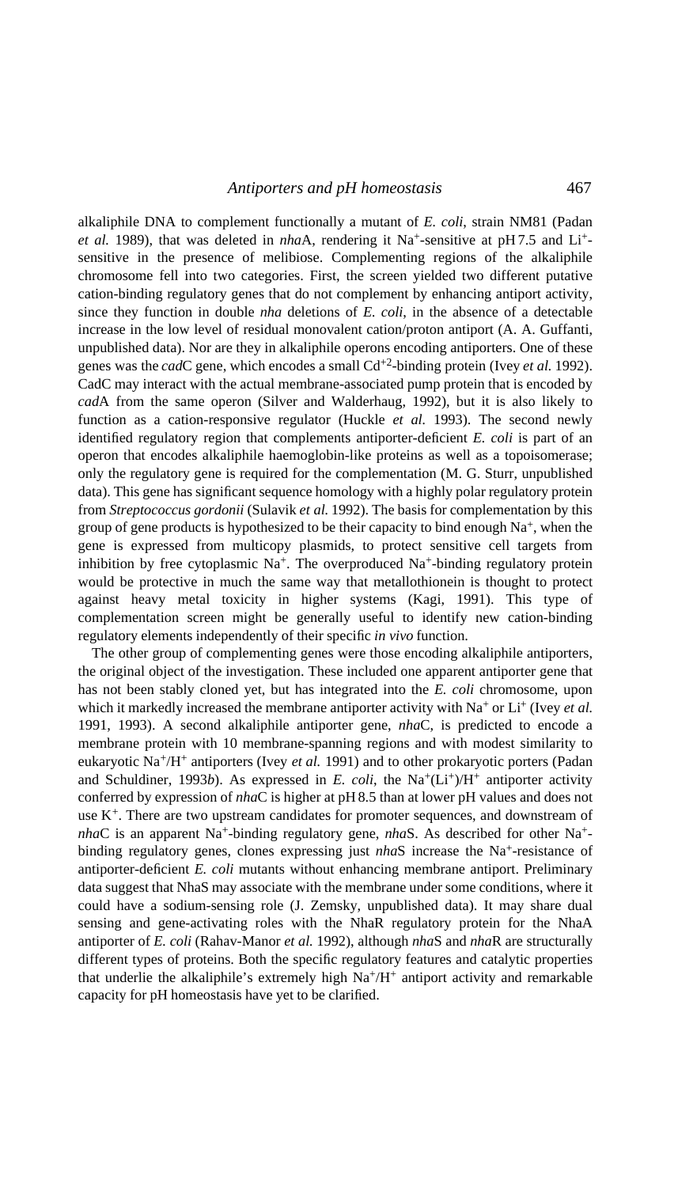alkaliphile DNA to complement functionally a mutant of *E. coli*, strain NM81 (Padan *et al.* 1989), that was deleted in *nha*A, rendering it $Na^+$-sensitive at pH 7.5 and $Li^+$-sensitive in the presence of melibiose. Complementing regions of the alkaliphile chromosome fell into two categories. First, the screen yielded two different putative cation-binding regulatory genes that do not complement by enhancing antiport activity, since they function in double *nha* deletions of *E. coli*, in the absence of a detectable increase in the low level of residual monovalent cation/proton antiport (A. A. Guffanti, unpublished data). Nor are they in alkaliphile operons encoding antiporters. One of these genes was the *cad*C gene, which encodes a small $Cd^{+2}$-binding protein (Ivey *et al.* 1992). CadC may interact with the actual membrane-associated pump protein that is encoded by *cad*A from the same operon (Silver and Walderhaug, 1992), but it is also likely to function as a cation-responsive regulator (Huckle *et al.* 1993). The second newly identified regulatory region that complements antiporter-deficient *E. coli* is part of an operon that encodes alkaliphile haemoglobin-like proteins as well as a topoisomerase; only the regulatory gene is required for the complementation (M. G. Sturr, unpublished data). This gene has significant sequence homology with a highly polar regulatory protein from *Streptococcus gordonii* (Sulavik *et al.* 1992). The basis for complementation by this group of gene products is hypothesized to be their capacity to bind enough $Na^+$, when the gene is expressed from multicopy plasmids, to protect sensitive cell targets from inhibition by free cytoplasmic $Na^+$. The overproduced $Na^+$-binding regulatory protein would be protective in much the same way that metallothionein is thought to protect against heavy metal toxicity in higher systems (Kagi, 1991). This type of complementation screen might be generally useful to identify new cation-binding regulatory elements independently of their specific *in vivo* function.

The other group of complementing genes were those encoding alkaliphile antiporters, the original object of the investigation. These included one apparent antiporter gene that has not been stably cloned yet, but has integrated into the *E. coli* chromosome, upon which it markedly increased the membrane antiporter activity with $Na^+$ or $Li^+$ (Ivey *et al.* 1991, 1993). A second alkaliphile antiporter gene, *nha*C, is predicted to encode a membrane protein with 10 membrane-spanning regions and with modest similarity to eukaryotic $Na^+/H^+$ antiporters (Ivey *et al.* 1991) and to other prokaryotic porters (Padan and Schuldiner, 1993*b*). As expressed in *E. coli*, the $Na^+(Li^+)/H^+$ antiporter activity conferred by expression of *nha*C is higher at pH 8.5 than at lower pH values and does not use $K^+$. There are two upstream candidates for promoter sequences, and downstream of *nha*C is an apparent $Na^+$-binding regulatory gene, *nha*S. As described for other $Na^+$-binding regulatory genes, clones expressing just *nha*S increase the $Na^+$-resistance of antiporter-deficient *E. coli* mutants without enhancing membrane antiport. Preliminary data suggest that NhaS may associate with the membrane under some conditions, where it could have a sodium-sensing role (J. Zemsky, unpublished data). It may share dual sensing and gene-activating roles with the NhaR regulatory protein for the NhaA antiporter of *E. coli* (Rahav-Manor *et al.* 1992), although *nha*S and *nha*R are structurally different types of proteins. Both the specific regulatory features and catalytic properties that underlie the alkaliphile's extremely high $Na^+/H^+$ antiport activity and remarkable capacity for pH homeostasis have yet to be clarified.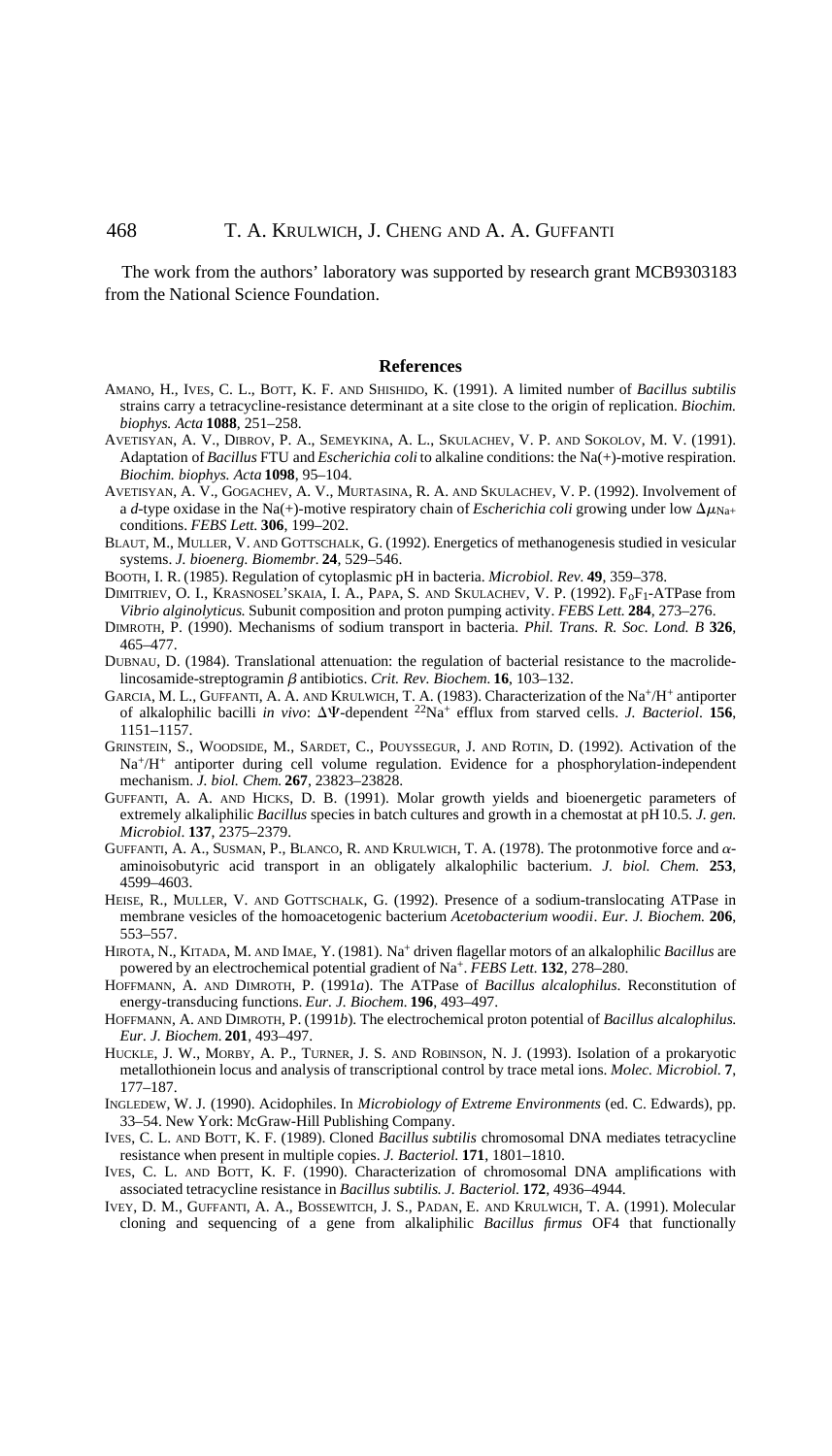The work from the authors' laboratory was supported by research grant MCB9303183 from the National Science Foundation.

## References

AMANO, H., IVES, C. L., BOTT, K. F. AND SHISHIDO, K. (1991). A limited number of *Bacillus subtilis* strains carry a tetracycline-resistance determinant at a site close to the origin of replication. *Biochim. biophys. Acta* **1088**, 251–258.

AVETISYAN, A. V., DIBROV, P. A., SEMEYKINA, A. L., SKULACHEV, V. P. AND SOKOLOV, M. V. (1991). Adaptation of *Bacillus* FTU and *Escherichia coli* to alkaline conditions: the Na(+)-motive respiration. *Biochim. biophys. Acta* **1098**, 95–104.

AVETISYAN, A. V., GOGACHEV, A. V., MURTASINA, R. A. AND SKULACHEV, V. P. (1992). Involvement of a *d*-type oxidase in the Na(+)-motive respiratory chain of *Escherichia coli* growing under low $\Delta\mu_{Na+}$ conditions. *FEBS Lett.* **306**, 199–202.

BLAUT, M., MULLER, V. AND GOTTSCHALK, G. (1992). Energetics of methanogenesis studied in vesicular systems. *J. bioenerg. Biomembr.* **24**, 529–546.

BOOTH, I. R. (1985). Regulation of cytoplasmic pH in bacteria. *Microbiol. Rev.* **49**, 359–378.

DIMITRIEV, O. I., KRASNOSEL'SKAIA, I. A., PAPA, S. AND SKULACHEV, V. P. (1992). $F_oF_1$-ATPase from *Vibrio alginolyticus.* Subunit composition and proton pumping activity. *FEBS Lett.* **284**, 273–276.

DIMROTH, P. (1990). Mechanisms of sodium transport in bacteria. *Phil. Trans. R. Soc. Lond. B* **326**, 465–477.

DUBNAU, D. (1984). Translational attenuation: the regulation of bacterial resistance to the macrolide-lincosamide-streptogramin $\beta$ antibiotics. *Crit. Rev. Biochem.* **16**, 103–132.

GARCIA, M. L., GUFFANTI, A. A. AND KRULWICH, T. A. (1983). Characterization of the $Na^+/H^+$ antiporter of alkalophilic bacilli *in vivo*: $\Delta\Psi$-dependent $^{22}Na^+$ efflux from starved cells. *J. Bacteriol.* **156**, 1151–1157.

GRINSTEIN, S., WOODSIDE, M., SARDET, C., POUYSSEGUR, J. AND ROTIN, D. (1992). Activation of the $Na^+/H^+$ antiporter during cell volume regulation. Evidence for a phosphorylation-independent mechanism. *J. biol. Chem.* **267**, 23823–23828.

GUFFANTI, A. A. AND HICKS, D. B. (1991). Molar growth yields and bioenergetic parameters of extremely alkaliphilic *Bacillus* species in batch cultures and growth in a chemostat at pH 10.5. *J. gen. Microbiol.* **137**, 2375–2379.

GUFFANTI, A. A., SUSMAN, P., BLANCO, R. AND KRULWICH, T. A. (1978). The protonmotive force and $\alpha$-aminoisobutyric acid transport in an obligately alkalophilic bacterium. *J. biol. Chem.* **253**, 4599–4603.

HEISE, R., MULLER, V. AND GOTTSCHALK, G. (1992). Presence of a sodium-translocating ATPase in membrane vesicles of the homoacetogenic bacterium *Acetobacterium woodii*. *Eur. J. Biochem.* **206**, 553–557.

HIROTA, N., KITADA, M. AND IMAE, Y. (1981). $Na^+$ driven flagellar motors of an alkalophilic *Bacillus* are powered by an electrochemical potential gradient of $Na^+$. *FEBS Lett.* **132**, 278–280.

HOFFMANN, A. AND DIMROTH, P. (1991*a*). The ATPase of *Bacillus alcalophilus*. Reconstitution of energy-transducing functions. *Eur. J. Biochem.* **196**, 493–497.

HOFFMANN, A. AND DIMROTH, P. (1991*b*). The electrochemical proton potential of *Bacillus alcalophilus. Eur. J. Biochem.* **201**, 493–497.

HUCKLE, J. W., MORBY, A. P., TURNER, J. S. AND ROBINSON, N. J. (1993). Isolation of a prokaryotic metallothionein locus and analysis of transcriptional control by trace metal ions. *Molec. Microbiol.* **7**, 177–187.

INGLEDEW, W. J. (1990). Acidophiles. In *Microbiology of Extreme Environments* (ed. C. Edwards), pp. 33–54. New York: McGraw-Hill Publishing Company.

IVES, C. L. AND BOTT, K. F. (1989). Cloned *Bacillus subtilis* chromosomal DNA mediates tetracycline resistance when present in multiple copies. *J. Bacteriol.* **171**, 1801–1810.

IVES, C. L. AND BOTT, K. F. (1990). Characterization of chromosomal DNA amplifications with associated tetracycline resistance in *Bacillus subtilis. J. Bacteriol.* **172**, 4936–4944.

IVEY, D. M., GUFFANTI, A. A., BOSSEWITCH, J. S., PADAN, E. AND KRULWICH, T. A. (1991). Molecular cloning and sequencing of a gene from alkaliphilic *Bacillus firmus* OF4 that functionally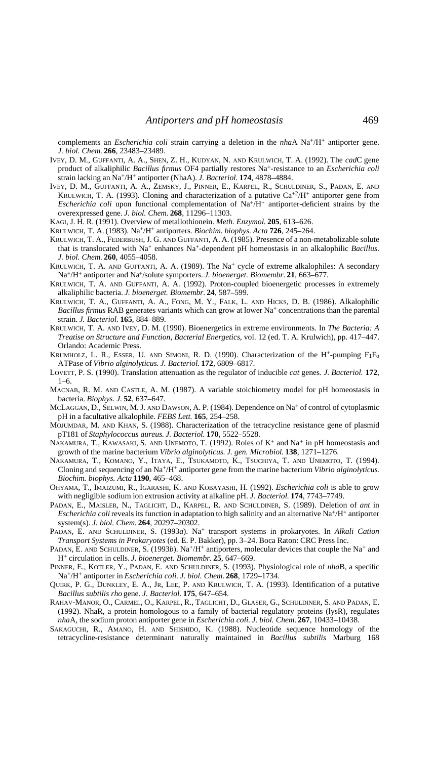complements an *Escherichia coli* strain carrying a deletion in the *nha*A $Na^+/H^+$ antiporter gene. *J. biol. Chem.* **266**, 23483–23489.

IVEY, D. M., GUFFANTI, A. A., SHEN, Z. H., KUDYAN, N. AND KRULWICH, T. A. (1992). The *cad*C gene product of alkaliphilic *Bacillus firmus* OF4 partially restores $Na^+$-resistance to an *Escherichia coli* strain lacking an $Na^+/H^+$ antiporter (NhaA). *J. Bacteriol.* **174**, 4878–4884.

IVEY, D. M., GUFFANTI, A. A., ZEMSKY, J., PINNER, E., KARPEL, R., SCHULDINER, S., PADAN, E. AND KRULWICH, T. A. (1993). Cloning and characterization of a putative $Ca^{+2}/H^+$ antiporter gene from *Escherichia coli* upon functional complementation of $Na^+/H^+$ antiporter-deficient strains by the overexpressed gene. *J. biol. Chem.* **268**, 11296–11303.

KAGI, J. H. R. (1991). Overview of metallothionein. *Meth. Enzymol.* **205**, 613–626.

KRULWICH, T. A. (1983). $Na^+/H^+$ antiporters. *Biochim. biophys. Acta* **726**, 245–264.

KRULWICH, T. A., FEDERBUSH, J. G. AND GUFFANTI, A. A. (1985). Presence of a non-metabolizable solute that is translocated with $Na^+$ enhances $Na^+$-dependent pH homeostasis in an alkalophilic *Bacillus*. *J. biol. Chem.* **260**, 4055–4058.

KRULWICH, T. A. AND GUFFANTI, A. A. (1989). The $Na^+$ cycle of extreme alkalophiles: A secondary $Na^+/H^+$ antiporter and $Na^+$/solute symporters. *J. bioenerget. Biomembr.* **21**, 663–677.

KRULWICH, T. A. AND GUFFANTI, A. A. (1992). Proton-coupled bioenergetic processes in extremely alkaliphilic bacteria. *J. bioenerget. Biomembr.* **24**, 587–599.

KRULWICH, T. A., GUFFANTI, A. A., FONG, M. Y., FALK, L. AND HICKS, D. B. (1986). Alkalophilic *Bacillus firmus* RAB generates variants which can grow at lower $Na^+$ concentrations than the parental strain. *J. Bacteriol.* **165**, 884–889.

KRULWICH, T. A. AND IVEY, D. M. (1990). Bioenergetics in extreme environments. In *The Bacteria: A Treatise on Structure and Function, Bacterial Energetics*, vol. 12 (ed. T. A. Krulwich), pp. 417–447. Orlando: Academic Press.

KRUMHOLZ, L. R., ESSER, U. AND SIMONI, R. D. (1990). Characterization of the $H^+$-pumping $F_1F_o$ ATPase of *Vibrio alginolyticus*. *J. Bacteriol.* **172**, 6809–6817.

LOVETT, P. S. (1990). Translation attenuation as the regulator of inducible *cat* genes. *J. Bacteriol.* **172**, 1–6.

MACNAB, R. M. AND CASTLE, A. M. (1987). A variable stoichiometry model for pH homeostasis in bacteria. *Biophys. J.* **52**, 637–647.

MCLAGGAN, D., SELWIN, M. J. AND DAWSON, A. P. (1984). Dependence on $Na^+$ of control of cytoplasmic pH in a facultative alkalophile. *FEBS Lett.* **165**, 254–258.

MOJUMDAR, M. AND KHAN, S. (1988). Characterization of the tetracycline resistance gene of plasmid pT181 of *Staphylococcus aureus*. *J. Bacteriol.* **170**, 5522–5528.

NAKAMURA, T., KAWASAKI, S. AND UNEMOTO, T. (1992). Roles of $K^+$ and $Na^+$ in pH homeostasis and growth of the marine bacterium *Vibrio alginolyticus*. *J. gen. Microbiol.* **138**, 1271–1276.

NAKAMURA, T., KOMANO, Y., ITAYA, E., TSUKAMOTO, K., TSUCHIYA, T. AND UNEMOTO, T. (1994). Cloning and sequencing of an $Na^+/H^+$ antiporter gene from the marine bacterium *Vibrio alginolyticus*. *Biochim. biophys. Acta* **1190**, 465–468.

OHYAMA, T., IMAIZUMI, R., IGARASHI, K. AND KOBAYASHI, H. (1992). *Escherichia coli* is able to grow with negligible sodium ion extrusion activity at alkaline pH. *J. Bacteriol.* **174**, 7743–7749.

PADAN, E., MAISLER, N., TAGLICHT, D., KARPEL, R. AND SCHULDINER, S. (1989). Deletion of *ant* in *Escherichia coli* reveals its function in adaptation to high salinity and an alternative $Na^+/H^+$ antiporter system(s). *J. biol. Chem.* **264**, 20297–20302.

PADAN, E. AND SCHULDINER, S. (1993*a*). $Na^+$ transport systems in prokaryotes. In *Alkali Cation Transport Systems in Prokaryotes* (ed. E. P. Bakker), pp. 3–24. Boca Raton: CRC Press Inc.

PADAN, E. AND SCHULDINER, S. (1993*b*). $Na^+/H^+$ antiporters, molecular devices that couple the $Na^+$ and $H^+$ circulation in cells. *J. bioenerget. Biomembr.* **25**, 647–669.

PINNER, E., KOTLER, Y., PADAN, E. AND SCHULDINER, S. (1993). Physiological role of *nha*B, a specific $Na^+/H^+$ antiporter in *Escherichia coli*. *J. biol. Chem.* **268**, 1729–1734.

QUIRK, P. G., DUNKLEY, E. A., JR, LEE, P. AND KRULWICH, T. A. (1993). Identification of a putative *Bacillus subtilis rho* gene. *J. Bacteriol.* **175**, 647–654.

RAHAV-MANOR, O., CARMEL, O., KARPEL, R., TAGLICHT, D., GLASER, G., SCHULDINER, S. AND PADAN, E. (1992). NhaR, a protein homologous to a family of bacterial regulatory proteins (lysR), regulates *nha*A, the sodium proton antiporter gene in *Escherichia coli*. *J. biol. Chem.* **267**, 10433–10438.

SAKAGUCHI, R., AMANO, H. AND SHISHIDO, K. (1988). Nucleotide sequence homology of the tetracycline-resistance determinant naturally maintained in *Bacillus subtilis* Marburg 168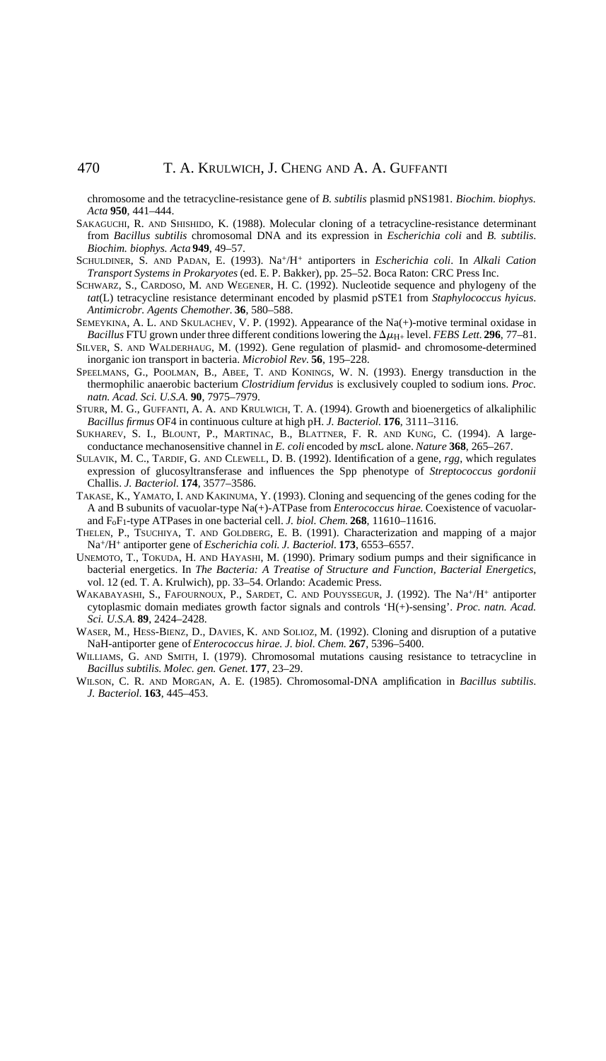chromosome and the tetracycline-resistance gene of *B. subtilis* plasmid pNS1981. *Biochim. biophys. Acta* **950**, 441–444.

SAKAGUCHI, R. AND SHISHIDO, K. (1988). Molecular cloning of a tetracycline-resistance determinant from *Bacillus subtilis* chromosomal DNA and its expression in *Escherichia coli* and *B. subtilis*. *Biochim. biophys. Acta* **949**, 49–57.

SCHULDINER, S. AND PADAN, E. (1993). $Na^+/H^+$ antiporters in *Escherichia coli*. In *Alkali Cation Transport Systems in Prokaryotes* (ed. E. P. Bakker), pp. 25–52. Boca Raton: CRC Press Inc.

SCHWARZ, S., CARDOSO, M. AND WEGENER, H. C. (1992). Nucleotide sequence and phylogeny of the *tat*(L) tetracycline resistance determinant encoded by plasmid pSTE1 from *Staphylococcus hyicus*. *Antimicrobr. Agents Chemother.* **36**, 580–588.

SEMEYKINA, A. L. AND SKULACHEV, V. P. (1992). Appearance of the Na(+)-motive terminal oxidase in *Bacillus* FTU grown under three different conditions lowering the $\Delta\mu_{H^+}$ level. *FEBS Lett.* **296**, 77–81.

SILVER, S. AND WALDERHAUG, M. (1992). Gene regulation of plasmid- and chromosome-determined inorganic ion transport in bacteria. *Microbiol Rev.* **56**, 195–228.

SPEELMANS, G., POOLMAN, B., ABEE, T. AND KONINGS, W. N. (1993). Energy transduction in the thermophilic anaerobic bacterium *Clostridium fervidus* is exclusively coupled to sodium ions. *Proc. natn. Acad. Sci. U.S.A.* **90**, 7975–7979.

STURR, M. G., GUFFANTI, A. A. AND KRULWICH, T. A. (1994). Growth and bioenergetics of alkaliphilic *Bacillus firmus* OF4 in continuous culture at high pH. *J. Bacteriol.* **176**, 3111–3116.

SUKHAREV, S. I., BLOUNT, P., MARTINAC, B., BLATTNER, F. R. AND KUNG, C. (1994). A large-conductance mechanosensitive channel in *E. coli* encoded by *msc*L alone. *Nature* **368**, 265–267.

SULAVIK, M. C., TARDIF, G. AND CLEWELL, D. B. (1992). Identification of a gene, *rgg*, which regulates expression of glucosyltransferase and influences the Spp phenotype of *Streptococcus gordonii* Challis. *J. Bacteriol.* **174**, 3577–3586.

TAKASE, K., YAMATO, I. AND KAKINUMA, Y. (1993). Cloning and sequencing of the genes coding for the A and B subunits of vacuolar-type Na(+)-ATPase from *Enterococcus hirae*. Coexistence of vacuolar- and $F_oF_1$-type ATPases in one bacterial cell. *J. biol. Chem.* **268**, 11610–11616.

THELEN, P., TSUCHIYA, T. AND GOLDBERG, E. B. (1991). Characterization and mapping of a major $Na^+/H^+$ antiporter gene of *Escherichia coli. J. Bacteriol.* **173**, 6553–6557.

UNEMOTO, T., TOKUDA, H. AND HAYASHI, M. (1990). Primary sodium pumps and their significance in bacterial energetics. In *The Bacteria: A Treatise of Structure and Function, Bacterial Energetics*, vol. 12 (ed. T. A. Krulwich), pp. 33–54. Orlando: Academic Press.

WAKABAYASHI, S., FAFOURNOUX, P., SARDET, C. AND POUYSSEGUR, J. (1992). The $Na^+/H^+$ antiporter cytoplasmic domain mediates growth factor signals and controls 'H(+)-sensing'. *Proc. natn. Acad. Sci. U.S.A.* **89**, 2424–2428.

WASER, M., HESS-BIENZ, D., DAVIES, K. AND SOLIOZ, M. (1992). Cloning and disruption of a putative NaH-antiporter gene of *Enterococcus hirae. J. biol. Chem.* **267**, 5396–5400.

WILLIAMS, G. AND SMITH, I. (1979). Chromosomal mutations causing resistance to tetracycline in *Bacillus subtilis. Molec. gen. Genet.* **177**, 23–29.

WILSON, C. R. AND MORGAN, A. E. (1985). Chromosomal-DNA amplification in *Bacillus subtilis*. *J. Bacteriol.* **163**, 445–453.